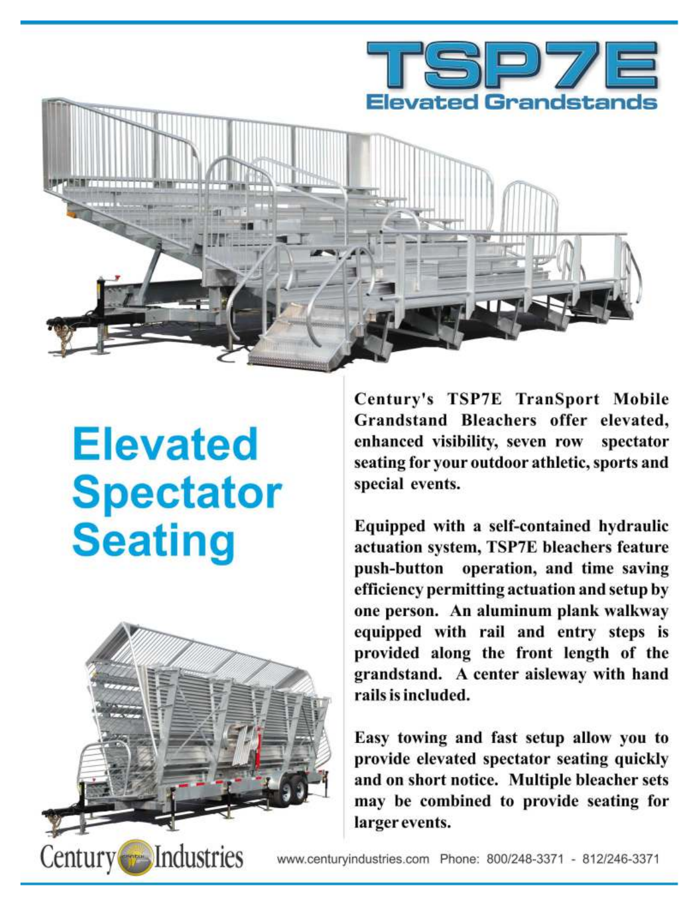# TSP7E

## Elevated Grandstands

# Elevated Spectator Seating

**Century's TSP7E TranSport Mobile Grandstand Bleachers offer elevated, enhanced visibility, seven row spectator seating for your outdoor athletic, sports and special events.**

**Equipped with a self-contained hydraulic actuation system, TSP7E bleachers feature push-button operation, and time saving efficiency permitting actuation and setup by one person. An aluminum plank walkway equipped with rail and entry steps is provided along the front length of the grandstand. A center aisleway with hand rails is included.**

**Easy towing and fast setup allow you to provide elevated spectator seating quickly and on short notice. Multiple bleacher sets may be combined to provide seating for larger events.**

Century Industries

www.centuryindustries.com Phone: 800/248-3371 - 812/246-3371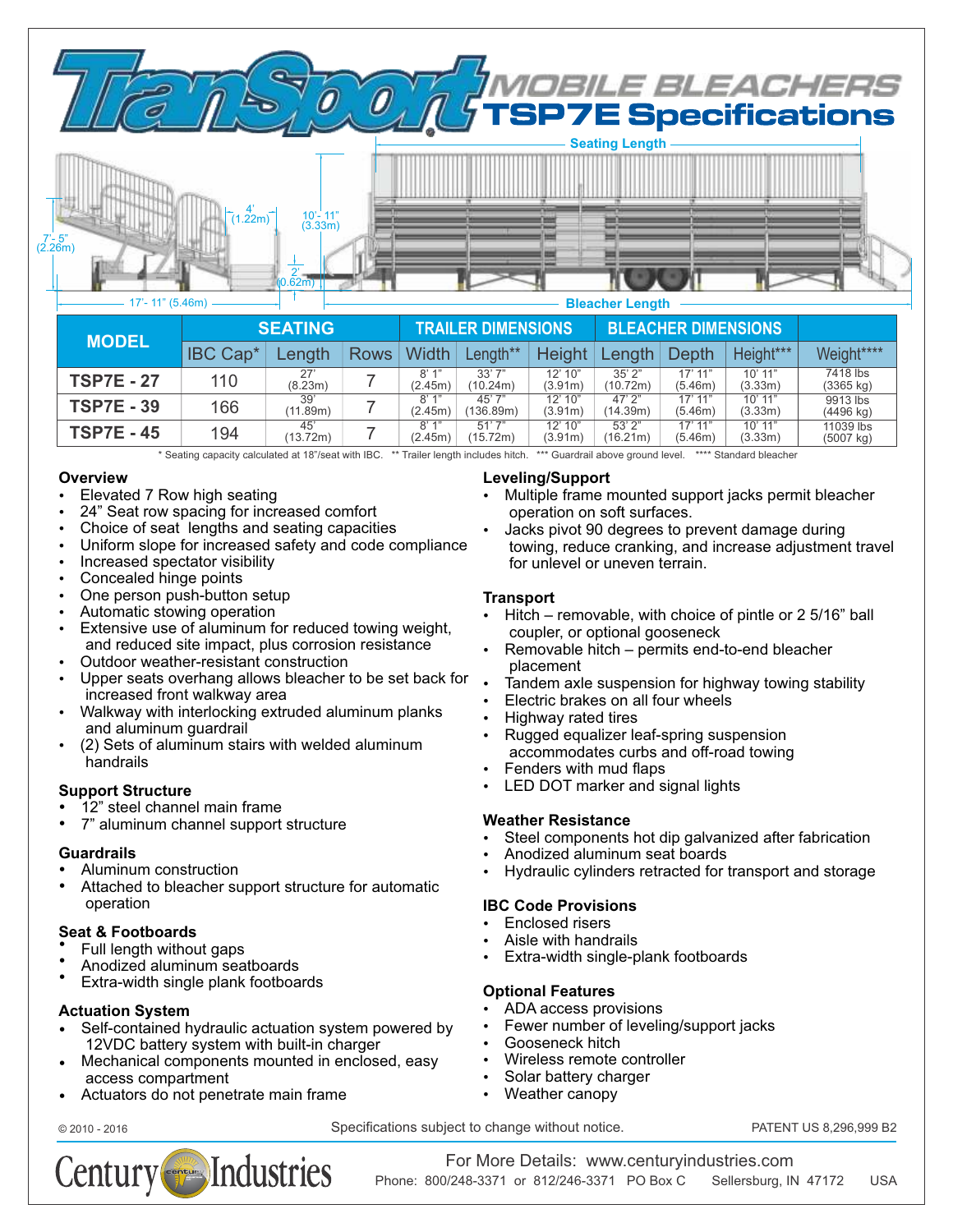# TranSport MOBILE BLEACHERS
## TSP7E Specifications

Seating Length

4' (1.22m)

10' - 11" (3.33m)

7' - 5" (2.26m)

2' (0.62m)

17' - 11" (5.46m)

Bleacher Length

| MODEL | SEATING | | | TRAILER DIMENSIONS | | | BLEACHER DIMENSIONS | | | |
|---|---|---|---|---|---|---|---|---|---|---|
| | IBC Cap* | Length | Rows | Width | Length** | Height | Length | Depth | Height*** | Weight**** |
| TSP7E - 27 | 110 | 27' (8.23m) | 7 | 8' 1" (2.45m) | 33' 7" (10.24m) | 12' 10" (3.91m) | 35' 2" (10.72m) | 17' 11" (5.46m) | 10' 11" (3.33m) | 7418 lbs (3365 kg) |
| TSP7E - 39 | 166 | 39' (11.89m) | 7 | 8' 1" (2.45m) | 45' 7" (136.89m) | 12' 10" (3.91m) | 47' 2" (14.39m) | 17' 11" (5.46m) | 10' 11" (3.33m) | 9913 lbs (4496 kg) |
| TSP7E - 45 | 194 | 45' (13.72m) | 7 | 8' 1" (2.45m) | 51' 7" (15.72m) | 12' 10" (3.91m) | 53' 2" (16.21m) | 17' 11" (5.46m) | 10' 11" (3.33m) | 11039 lbs (5007 kg) |

* Seating capacity calculated at 18"/seat with IBC. ** Trailer length includes hitch. *** Guardrail above ground level. **** Standard bleacher

### Overview
- Elevated 7 Row high seating
- 24" Seat row spacing for increased comfort
- Choice of seat lengths and seating capacities
- Uniform slope for increased safety and code compliance
- Increased spectator visibility
- Concealed hinge points
- One person push-button setup
- Automatic stowing operation
- Extensive use of aluminum for reduced towing weight, and reduced site impact, plus corrosion resistance
- Outdoor weather-resistant construction
- Upper seats overhang allows bleacher to be set back for increased front walkway area
- Walkway with interlocking extruded aluminum planks and aluminum guardrail
- (2) Sets of aluminum stairs with welded aluminum handrails

### Support Structure
- 12" steel channel main frame
- 7" aluminum channel support structure

### Guardrails
- Aluminum construction
- Attached to bleacher support structure for automatic operation

### Seat & Footboards
- Full length without gaps
- Anodized aluminum seatboards
- Extra-width single plank footboards

### Actuation System
- Self-contained hydraulic actuation system powered by 12VDC battery system with built-in charger
- Mechanical components mounted in enclosed, easy access compartment
- Actuators do not penetrate main frame

### Leveling/Support
- Multiple frame mounted support jacks permit bleacher operation on soft surfaces.
- Jacks pivot 90 degrees to prevent damage during towing, reduce cranking, and increase adjustment travel for unlevel or uneven terrain.

### Transport
- Hitch – removable, with choice of pintle or 2 5/16" ball coupler, or optional gooseneck
- Removable hitch – permits end-to-end bleacher placement
- Tandem axle suspension for highway towing stability
- Electric brakes on all four wheels
- Highway rated tires
- Rugged equalizer leaf-spring suspension accommodates curbs and off-road towing
- Fenders with mud flaps
- LED DOT marker and signal lights

### Weather Resistance
- Steel components hot dip galvanized after fabrication
- Anodized aluminum seat boards
- Hydraulic cylinders retracted for transport and storage

### IBC Code Provisions
- Enclosed risers
- Aisle with handrails
- Extra-width single-plank footboards

### Optional Features
- ADA access provisions
- Fewer number of leveling/support jacks
- Gooseneck hitch
- Wireless remote controller
- Solar battery charger
- Weather canopy

© 2010 - 2016

Specifications subject to change without notice.

PATENT US 8,296,999 B2

Century Industries

For More Details: www.centuryindustries.com

Phone: 800/248-3371 or 812/246-3371 PO Box C Sellersburg, IN 47172 USA